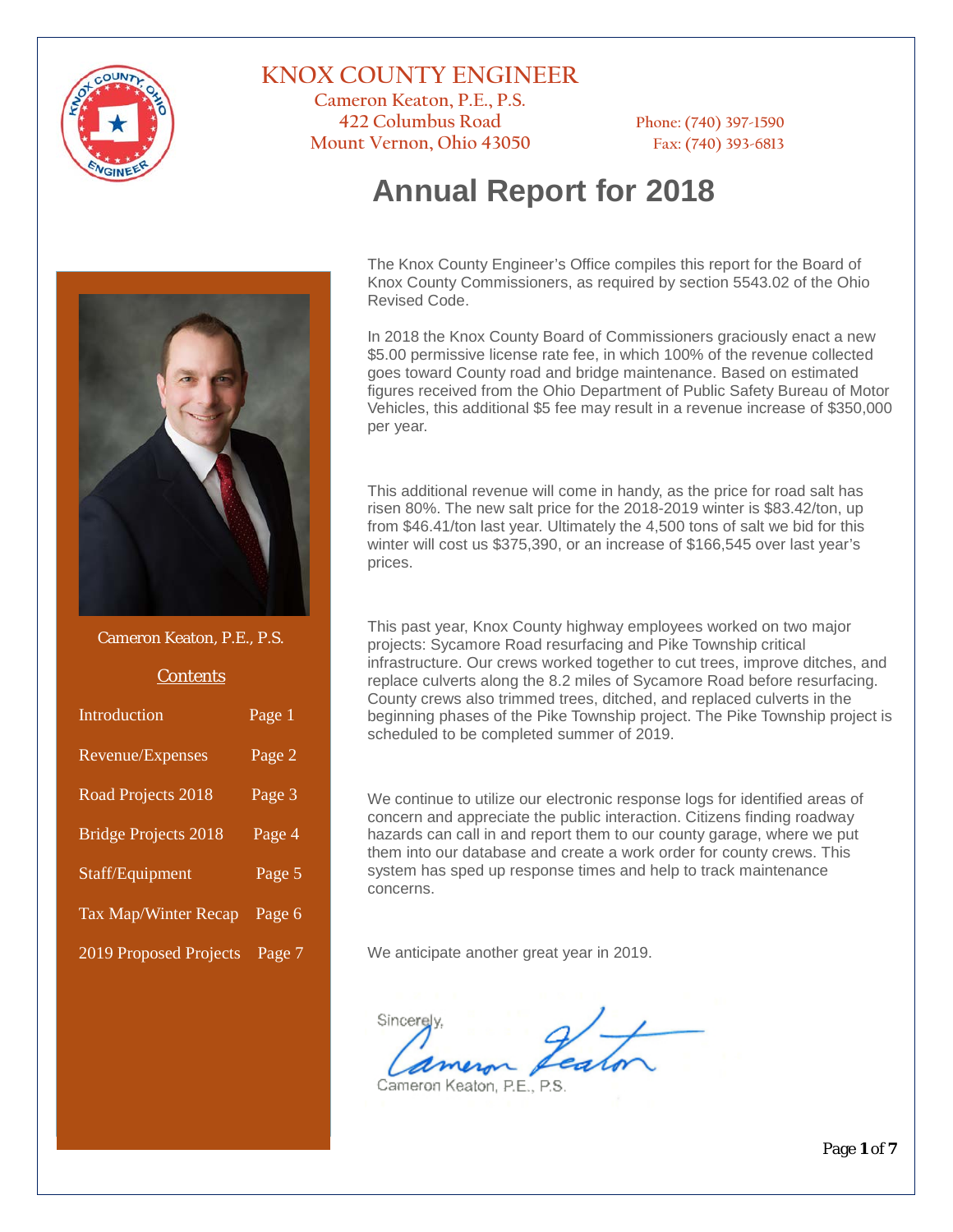# KNOX COUNTY ENGINEER

Cameron Keaton, P.E., P.S.
422 Columbus Road
Mount Vernon, Ohio 43050

Phone: (740) 397-1590
Fax: (740) 393-6813

## Annual Report for 2018

Cameron Keaton, P.E., P.S.

### Contents

| | |
|---|---|
| Introduction | Page 1 |
| Revenue/Expenses | Page 2 |
| Road Projects 2018 | Page 3 |
| Bridge Projects 2018 | Page 4 |
| Staff/Equipment | Page 5 |
| Tax Map/Winter Recap | Page 6 |
| 2019 Proposed Projects | Page 7 |

The Knox County Engineer's Office compiles this report for the Board of Knox County Commissioners, as required by section 5543.02 of the Ohio Revised Code.

In 2018 the Knox County Board of Commissioners graciously enact a new $5.00 permissive license rate fee, in which 100% of the revenue collected goes toward County road and bridge maintenance. Based on estimated figures received from the Ohio Department of Public Safety Bureau of Motor Vehicles, this additional $5 fee may result in a revenue increase of $350,000 per year.

This additional revenue will come in handy, as the price for road salt has risen 80%. The new salt price for the 2018-2019 winter is $83.42/ton, up from $46.41/ton last year. Ultimately the 4,500 tons of salt we bid for this winter will cost us $375,390, or an increase of $166,545 over last year's prices.

This past year, Knox County highway employees worked on two major projects: Sycamore Road resurfacing and Pike Township critical infrastructure. Our crews worked together to cut trees, improve ditches, and replace culverts along the 8.2 miles of Sycamore Road before resurfacing. County crews also trimmed trees, ditched, and replaced culverts in the beginning phases of the Pike Township project. The Pike Township project is scheduled to be completed summer of 2019.

We continue to utilize our electronic response logs for identified areas of concern and appreciate the public interaction. Citizens finding roadway hazards can call in and report them to our county garage, where we put them into our database and create a work order for county crews. This system has sped up response times and help to track maintenance concerns.

We anticipate another great year in 2019.

Sincerely,

Cameron Keaton

Cameron Keaton, P.E., P.S.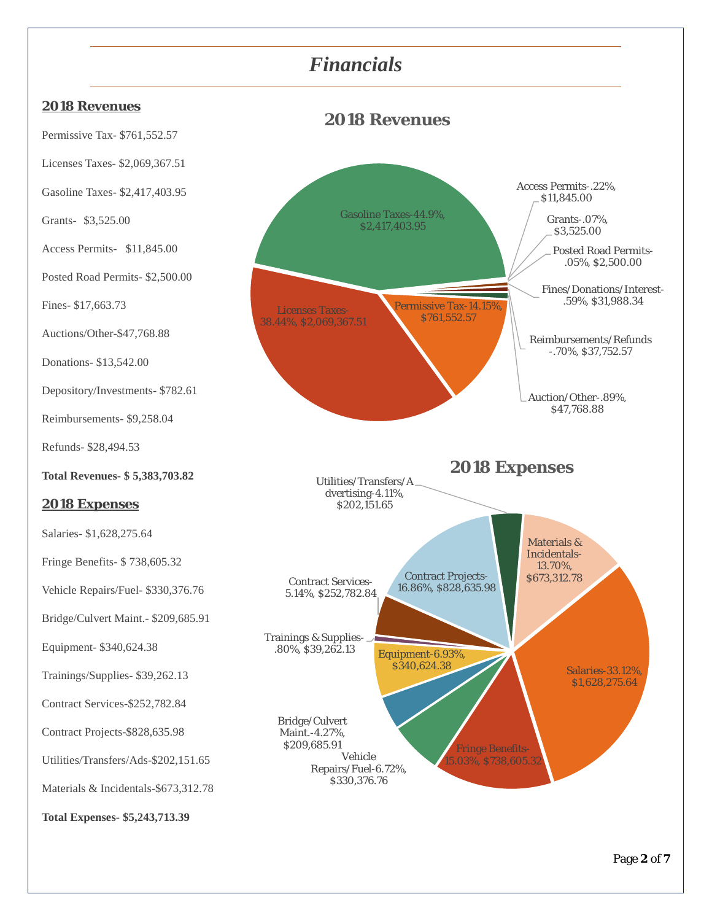# *Financials*

## 2018 Revenues

Permissive Tax- $761,552.57

Licenses Taxes- $2,069,367.51

Gasoline Taxes- $2,417,403.95

Grants- $3,525.00

Access Permits- $11,845.00

Posted Road Permits- $2,500.00

Fines- $17,663.73

Auctions/Other-$47,768.88

Donations- $13,542.00

Depository/Investments- $782.61

Reimbursements- $9,258.04

Refunds- $28,494.53

**Total Revenues- $ 5,383,703.82**

### 2018 Revenues

- Gasoline Taxes-44.9%, $2,417,403.95
- Licenses Taxes-38.44%, $2,069,367.51
- Permissive Tax-14.15%, $761,552.57
- Access Permits-.22%, $11,845.00
- Grants-.07%, $3,525.00
- Posted Road Permits-.05%, $2,500.00
- Fines/Donations/Interest-.59%, $31,988.34
- Reimbursements/Refunds-.70%, $37,752.57
- Auction/Other-.89%, $47,768.88

## 2018 Expenses

Salaries- $1,628,275.64

Fringe Benefits- $ 738,605.32

Vehicle Repairs/Fuel- $330,376.76

Bridge/Culvert Maint.- $209,685.91

Equipment- $340,624.38

Trainings/Supplies- $39,262.13

Contract Services-$252,782.84

Contract Projects-$828,635.98

Utilities/Transfers/Ads-$202,151.65

Materials & Incidentals-$673,312.78

**Total Expenses- $5,243,713.39**

### 2018 Expenses

- Salaries-33.12%, $1,628,275.64
- Fringe Benefits-15.03%, $738,605.32
- Vehicle Repairs/Fuel-6.72%, $330,376.76
- Bridge/Culvert Maint.-4.27%, $209,685.91
- Equipment-6.93%, $340,624.38
- Trainings & Supplies-.80%, $39,262.13
- Contract Services-5.14%, $252,782.84
- Contract Projects-16.86%, $828,635.98
- Utilities/Transfers/Advertising-4.11%, $202,151.65
- Materials & Incidentals-13.70%, $673,312.78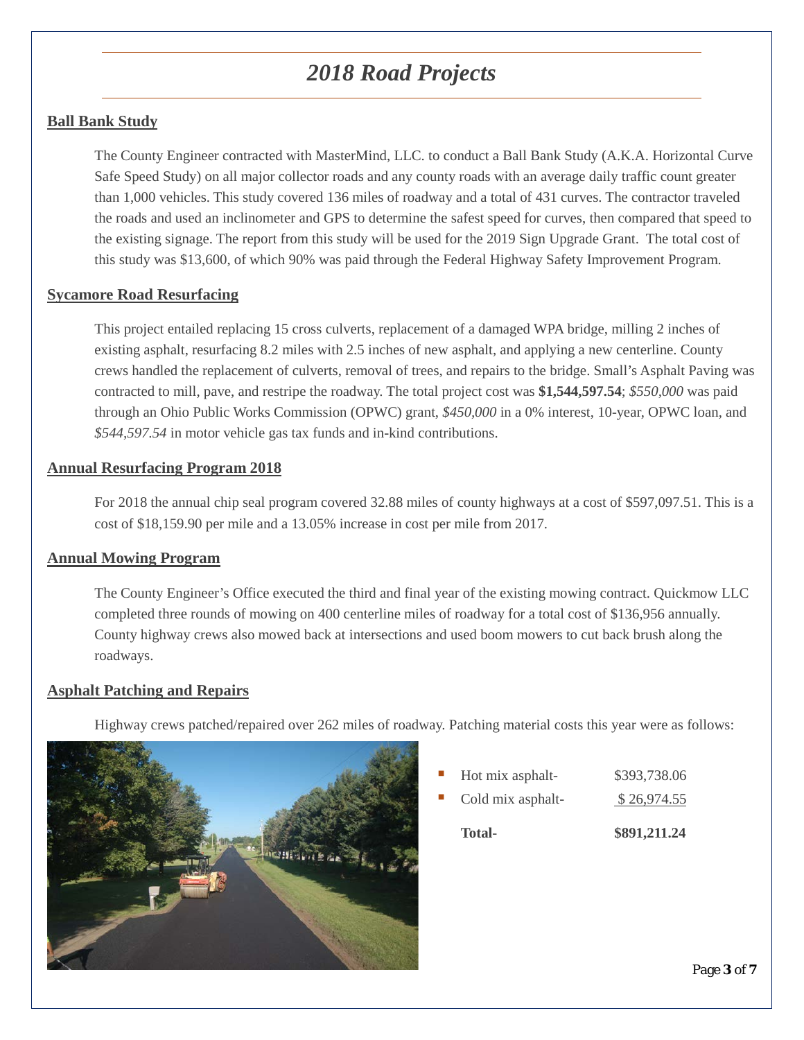# *2018 Road Projects*

## Ball Bank Study

The County Engineer contracted with MasterMind, LLC. to conduct a Ball Bank Study (A.K.A. Horizontal Curve Safe Speed Study) on all major collector roads and any county roads with an average daily traffic count greater than 1,000 vehicles. This study covered 136 miles of roadway and a total of 431 curves. The contractor traveled the roads and used an inclinometer and GPS to determine the safest speed for curves, then compared that speed to the existing signage. The report from this study will be used for the 2019 Sign Upgrade Grant. The total cost of this study was $13,600, of which 90% was paid through the Federal Highway Safety Improvement Program.

## Sycamore Road Resurfacing

This project entailed replacing 15 cross culverts, replacement of a damaged WPA bridge, milling 2 inches of existing asphalt, resurfacing 8.2 miles with 2.5 inches of new asphalt, and applying a new centerline. County crews handled the replacement of culverts, removal of trees, and repairs to the bridge. Small's Asphalt Paving was contracted to mill, pave, and restripe the roadway. The total project cost was **$1,544,597.54**; *$550,000* was paid through an Ohio Public Works Commission (OPWC) grant, *$450,000* in a 0% interest, 10-year, OPWC loan, and *$544,597.54* in motor vehicle gas tax funds and in-kind contributions.

## Annual Resurfacing Program 2018

For 2018 the annual chip seal program covered 32.88 miles of county highways at a cost of $597,097.51. This is a cost of $18,159.90 per mile and a 13.05% increase in cost per mile from 2017.

## Annual Mowing Program

The County Engineer's Office executed the third and final year of the existing mowing contract. Quickmow LLC completed three rounds of mowing on 400 centerline miles of roadway for a total cost of $136,956 annually. County highway crews also mowed back at intersections and used boom mowers to cut back brush along the roadways.

## Asphalt Patching and Repairs

Highway crews patched/repaired over 262 miles of roadway. Patching material costs this year were as follows:

- Hot mix asphalt- $393,738.06
- Cold mix asphalt- $ 26,974.55

**Total- $891,211.24**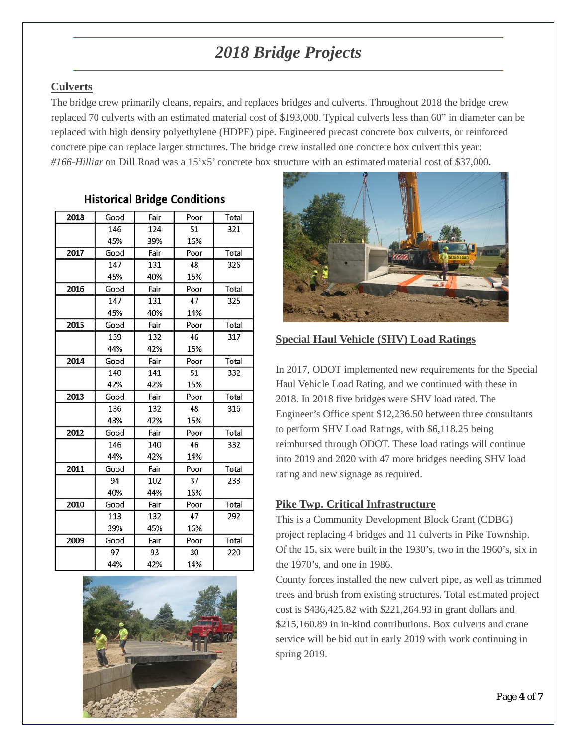# *2018 Bridge Projects*

## Culverts

The bridge crew primarily cleans, repairs, and replaces bridges and culverts. Throughout 2018 the bridge crew replaced 70 culverts with an estimated material cost of $193,000. Typical culverts less than 60" in diameter can be replaced with high density polyethylene (HDPE) pipe. Engineered precast concrete box culverts, or reinforced concrete pipe can replace larger structures. The bridge crew installed one concrete box culvert this year: *#166-Hilliar* on Dill Road was a 15'x5' concrete box structure with an estimated material cost of $37,000.

### Historical Bridge Conditions

| 2018 | Good | Fair | Poor | Total |
|---|---|---|---|---|
| | 146 | 124 | 51 | 321 |
| | 45% | 39% | 16% | |
| **2017** | Good | Fair | Poor | Total |
| | 147 | 131 | 48 | 326 |
| | 45% | 40% | 15% | |
| **2016** | Good | Fair | Poor | Total |
| | 147 | 131 | 47 | 325 |
| | 45% | 40% | 14% | |
| **2015** | Good | Fair | Poor | Total |
| | 139 | 132 | 46 | 317 |
| | 44% | 42% | 15% | |
| **2014** | Good | Fair | Poor | Total |
| | 140 | 141 | 51 | 332 |
| | 42% | 42% | 15% | |
| **2013** | Good | Fair | Poor | Total |
| | 136 | 132 | 48 | 316 |
| | 43% | 42% | 15% | |
| **2012** | Good | Fair | Poor | Total |
| | 146 | 140 | 46 | 332 |
| | 44% | 42% | 14% | |
| **2011** | Good | Fair | Poor | Total |
| | 94 | 102 | 37 | 233 |
| | 40% | 44% | 16% | |
| **2010** | Good | Fair | Poor | Total |
| | 113 | 132 | 47 | 292 |
| | 39% | 45% | 16% | |
| **2009** | Good | Fair | Poor | Total |
| | 97 | 93 | 30 | 220 |
| | 44% | 42% | 14% | |

## Special Haul Vehicle (SHV) Load Ratings

In 2017, ODOT implemented new requirements for the Special Haul Vehicle Load Rating, and we continued with these in 2018. In 2018 five bridges were SHV load rated. The Engineer's Office spent $12,236.50 between three consultants to perform SHV Load Ratings, with $6,118.25 being reimbursed through ODOT. These load ratings will continue into 2019 and 2020 with 47 more bridges needing SHV load rating and new signage as required.

## Pike Twp. Critical Infrastructure

This is a Community Development Block Grant (CDBG) project replacing 4 bridges and 11 culverts in Pike Township. Of the 15, six were built in the 1930's, two in the 1960's, six in the 1970's, and one in 1986.

County forces installed the new culvert pipe, as well as trimmed trees and brush from existing structures. Total estimated project cost is $436,425.82 with $221,264.93 in grant dollars and $215,160.89 in in-kind contributions. Box culverts and crane service will be bid out in early 2019 with work continuing in spring 2019.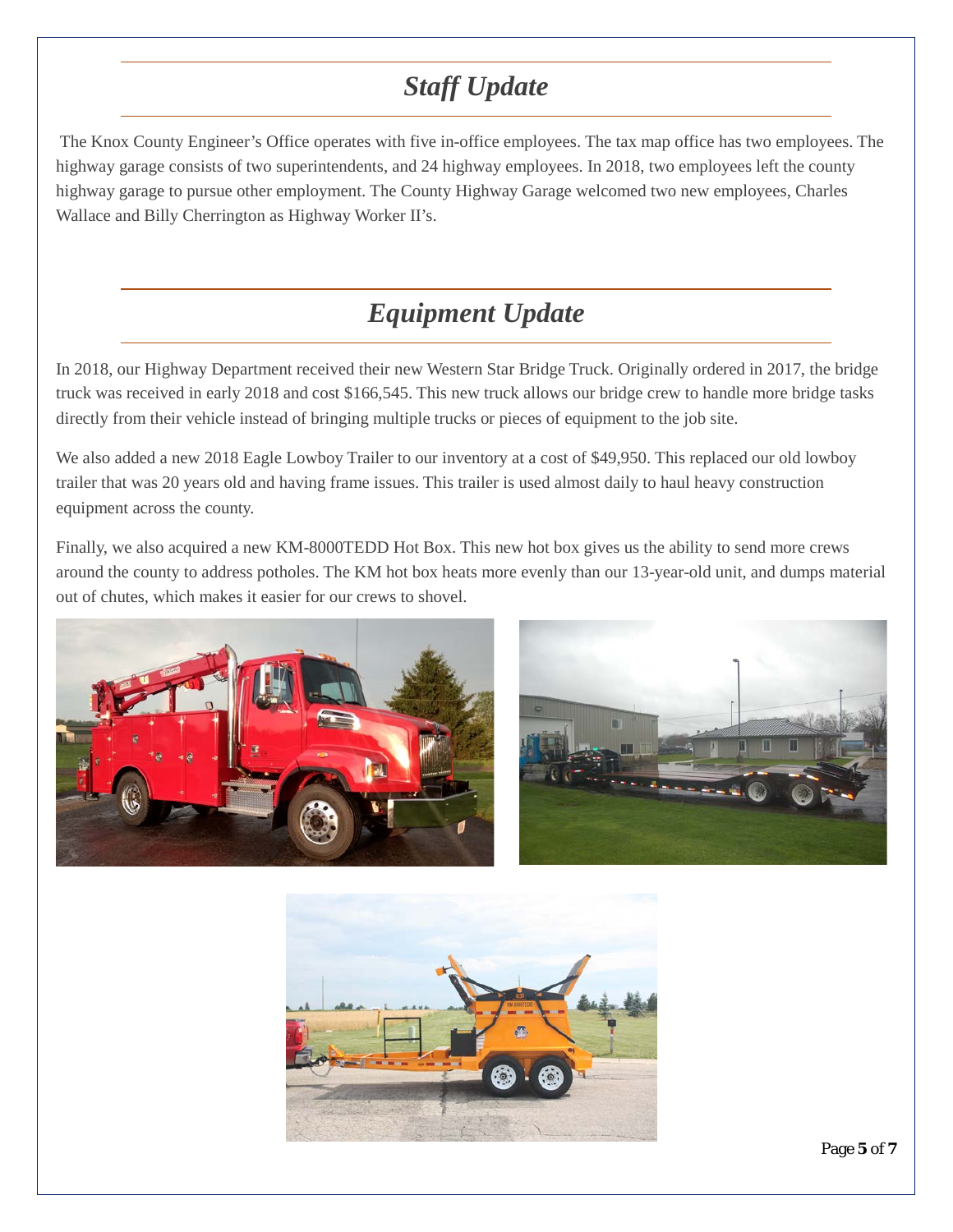# *Staff Update*

The Knox County Engineer's Office operates with five in-office employees. The tax map office has two employees. The highway garage consists of two superintendents, and 24 highway employees. In 2018, two employees left the county highway garage to pursue other employment. The County Highway Garage welcomed two new employees, Charles Wallace and Billy Cherrington as Highway Worker II's.

# *Equipment Update*

In 2018, our Highway Department received their new Western Star Bridge Truck. Originally ordered in 2017, the bridge truck was received in early 2018 and cost $166,545. This new truck allows our bridge crew to handle more bridge tasks directly from their vehicle instead of bringing multiple trucks or pieces of equipment to the job site.

We also added a new 2018 Eagle Lowboy Trailer to our inventory at a cost of $49,950. This replaced our old lowboy trailer that was 20 years old and having frame issues. This trailer is used almost daily to haul heavy construction equipment across the county.

Finally, we also acquired a new KM-8000TEDD Hot Box. This new hot box gives us the ability to send more crews around the county to address potholes. The KM hot box heats more evenly than our 13-year-old unit, and dumps material out of chutes, which makes it easier for our crews to shovel.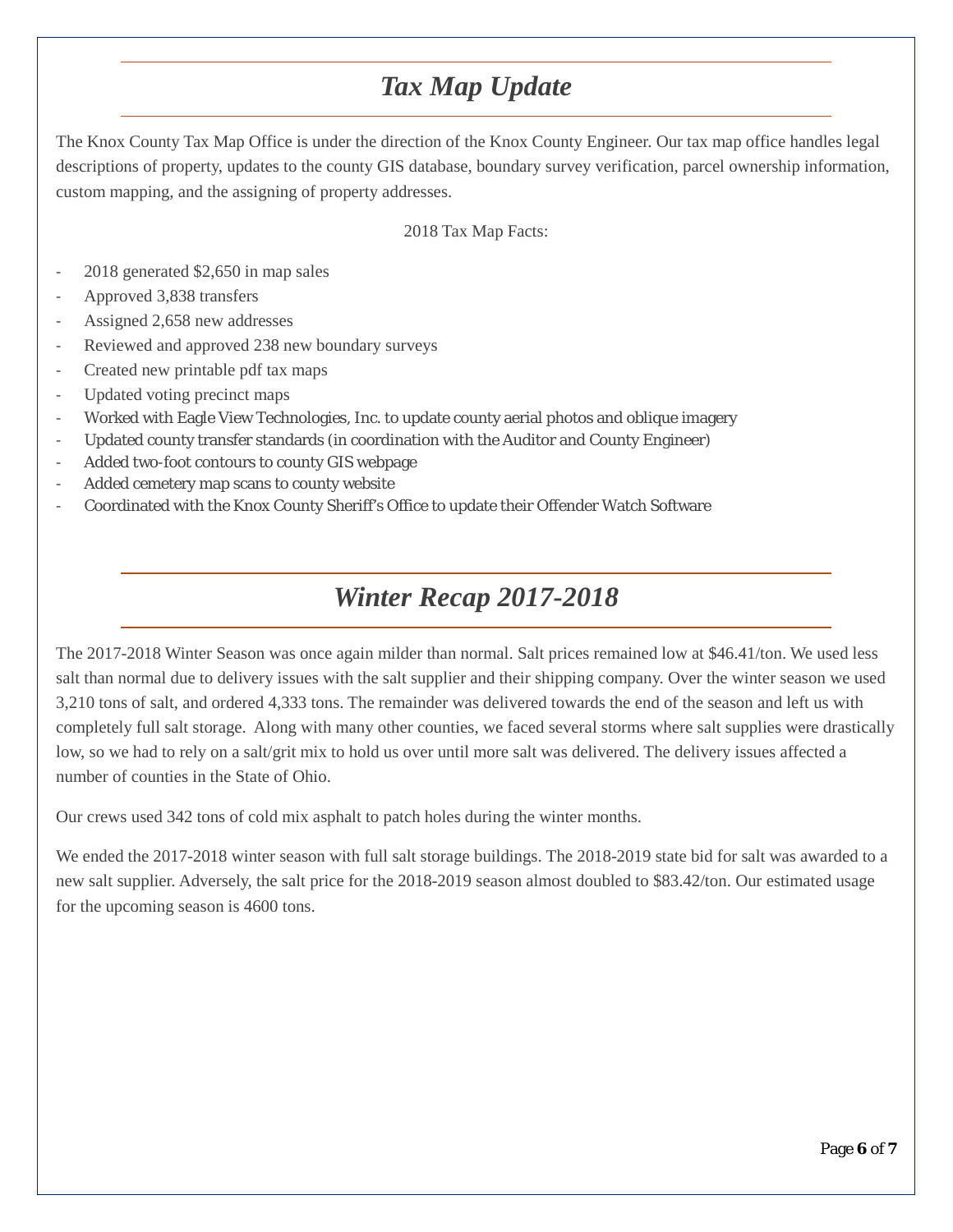## *Tax Map Update*

The Knox County Tax Map Office is under the direction of the Knox County Engineer. Our tax map office handles legal descriptions of property, updates to the county GIS database, boundary survey verification, parcel ownership information, custom mapping, and the assigning of property addresses.

2018 Tax Map Facts:

- 2018 generated $2,650 in map sales
- Approved 3,838 transfers
- Assigned 2,658 new addresses
- Reviewed and approved 238 new boundary surveys
- Created new printable pdf tax maps
- Updated voting precinct maps
- Worked with Eagle View Technologies, Inc. to update county aerial photos and oblique imagery
- Updated county transfer standards (in coordination with the Auditor and County Engineer)
- Added two-foot contours to county GIS webpage
- Added cemetery map scans to county website
- Coordinated with the Knox County Sheriff's Office to update their Offender Watch Software

## *Winter Recap 2017-2018*

The 2017-2018 Winter Season was once again milder than normal. Salt prices remained low at $46.41/ton. We used less salt than normal due to delivery issues with the salt supplier and their shipping company. Over the winter season we used 3,210 tons of salt, and ordered 4,333 tons. The remainder was delivered towards the end of the season and left us with completely full salt storage. Along with many other counties, we faced several storms where salt supplies were drastically low, so we had to rely on a salt/grit mix to hold us over until more salt was delivered. The delivery issues affected a number of counties in the State of Ohio.

Our crews used 342 tons of cold mix asphalt to patch holes during the winter months.

We ended the 2017-2018 winter season with full salt storage buildings. The 2018-2019 state bid for salt was awarded to a new salt supplier. Adversely, the salt price for the 2018-2019 season almost doubled to $83.42/ton. Our estimated usage for the upcoming season is 4600 tons.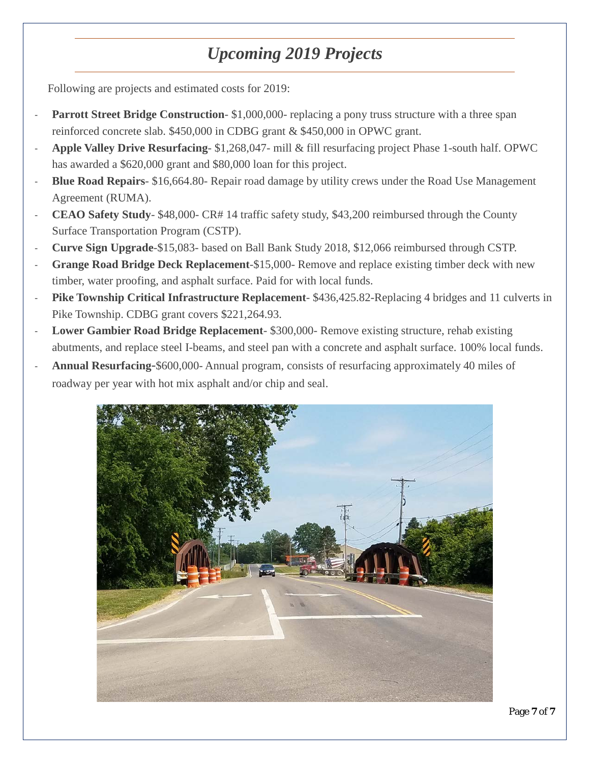## *Upcoming 2019 Projects*

Following are projects and estimated costs for 2019:

- **Parrott Street Bridge Construction**- $1,000,000- replacing a pony truss structure with a three span reinforced concrete slab. $450,000 in CDBG grant & $450,000 in OPWC grant.
- **Apple Valley Drive Resurfacing**- $1,268,047- mill & fill resurfacing project Phase 1-south half. OPWC has awarded a $620,000 grant and $80,000 loan for this project.
- **Blue Road Repairs**- $16,664.80- Repair road damage by utility crews under the Road Use Management Agreement (RUMA).
- **CEAO Safety Study**- $48,000- CR# 14 traffic safety study, $43,200 reimbursed through the County Surface Transportation Program (CSTP).
- **Curve Sign Upgrade**-$15,083- based on Ball Bank Study 2018, $12,066 reimbursed through CSTP.
- **Grange Road Bridge Deck Replacement**-$15,000- Remove and replace existing timber deck with new timber, water proofing, and asphalt surface. Paid for with local funds.
- **Pike Township Critical Infrastructure Replacement**- $436,425.82-Replacing 4 bridges and 11 culverts in Pike Township. CDBG grant covers $221,264.93.
- **Lower Gambier Road Bridge Replacement**- $300,000- Remove existing structure, rehab existing abutments, and replace steel I-beams, and steel pan with a concrete and asphalt surface. 100% local funds.
- **Annual Resurfacing-**$600,000- Annual program, consists of resurfacing approximately 40 miles of roadway per year with hot mix asphalt and/or chip and seal.